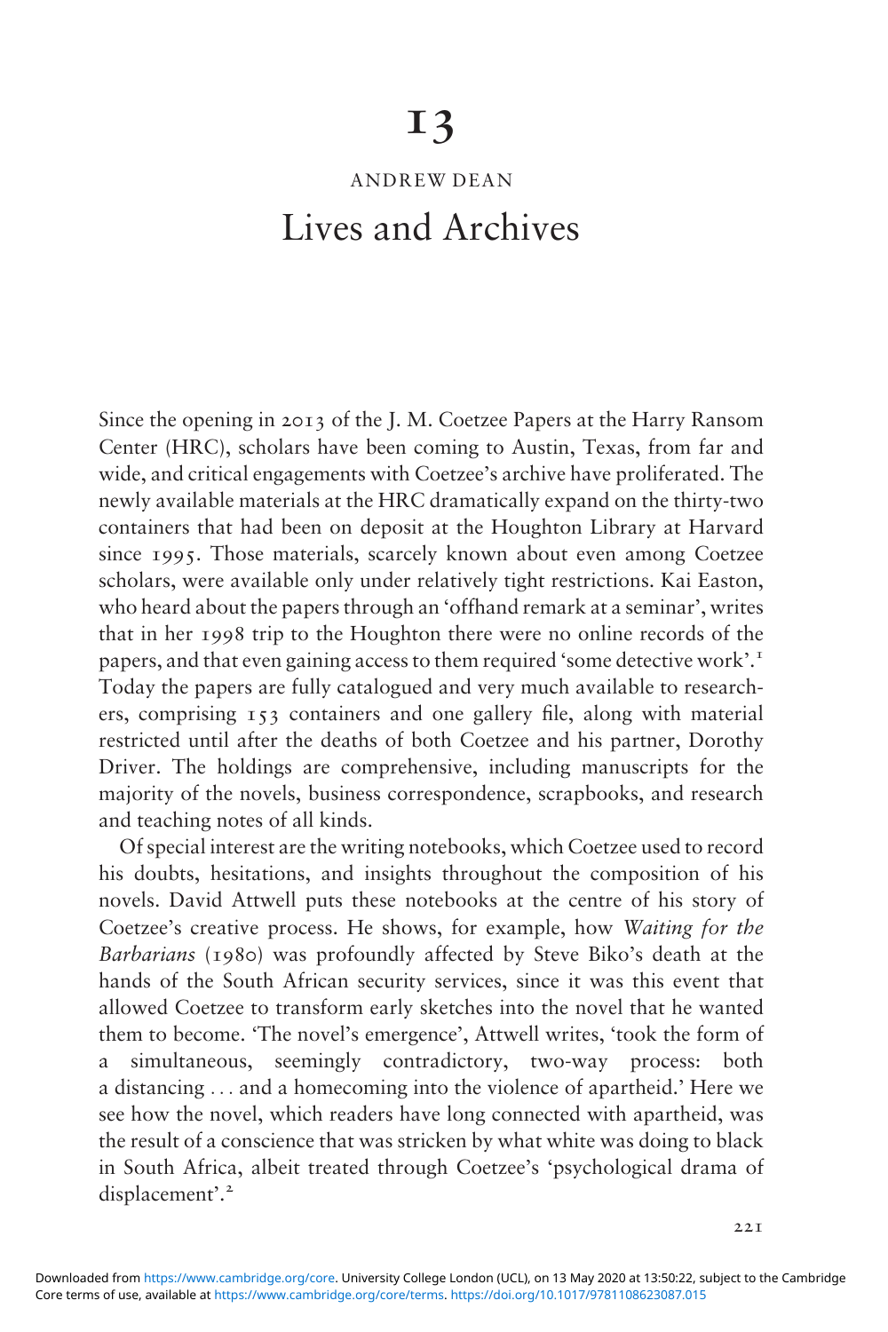# 13

ANDREW DEAN

## Lives and Archives

Since the opening in 2013 of the J. M. Coetzee Papers at the Harry Ransom Center (HRC), scholars have been coming to Austin, Texas, from far and wide, and critical engagements with Coetzee's archive have proliferated. The newly available materials at the HRC dramatically expand on the thirty-two containers that had been on deposit at the Houghton Library at Harvard since 1995. Those materials, scarcely known about even among Coetzee scholars, were available only under relatively tight restrictions. Kai Easton, who heard about the papers through an 'offhand remark at a seminar', writes that in her 1998 trip to the Houghton there were no online records of the papers, and that even gaining access to them required 'some detective work'.[1] Today the papers are fully catalogued and very much available to researchers, comprising 153 containers and one gallery file, along with material restricted until after the deaths of both Coetzee and his partner, Dorothy Driver. The holdings are comprehensive, including manuscripts for the majority of the novels, business correspondence, scrapbooks, and research and teaching notes of all kinds.

Of special interest are the writing notebooks, which Coetzee used to record his doubts, hesitations, and insights throughout the composition of his novels. David Attwell puts these notebooks at the centre of his story of Coetzee's creative process. He shows, for example, how *Waiting for the Barbarians* (1980) was profoundly affected by Steve Biko's death at the hands of the South African security services, since it was this event that allowed Coetzee to transform early sketches into the novel that he wanted them to become. 'The novel's emergence', Attwell writes, 'took the form of a simultaneous, seemingly contradictory, two-way process: both a distancing ... and a homecoming into the violence of apartheid.' Here we see how the novel, which readers have long connected with apartheid, was the result of a conscience that was stricken by what white was doing to black in South Africa, albeit treated through Coetzee's 'psychological drama of displacement'.[2]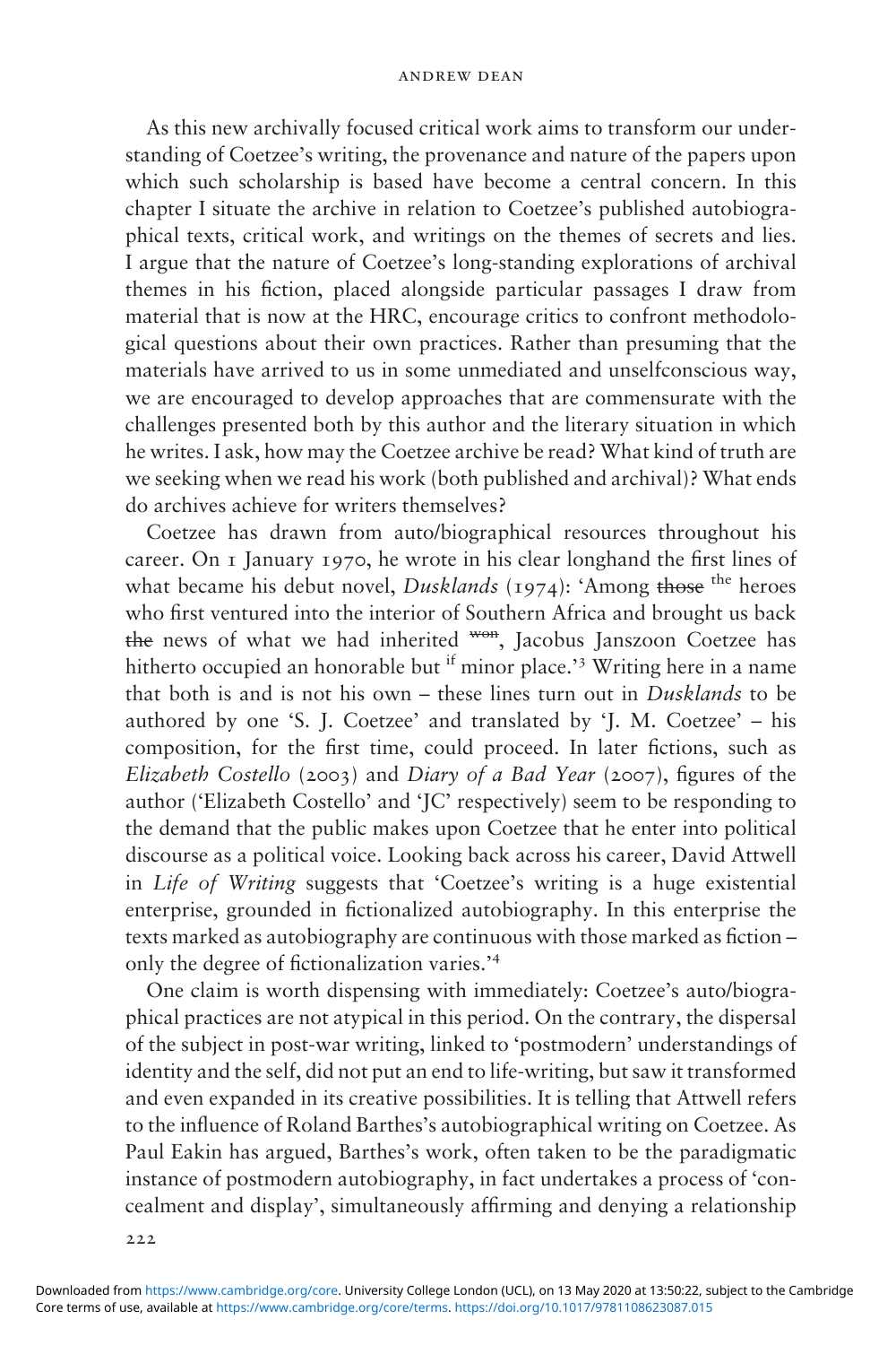As this new archivally focused critical work aims to transform our understanding of Coetzee's writing, the provenance and nature of the papers upon which such scholarship is based have become a central concern. In this chapter I situate the archive in relation to Coetzee's published autobiographical texts, critical work, and writings on the themes of secrets and lies. I argue that the nature of Coetzee's long-standing explorations of archival themes in his fiction, placed alongside particular passages I draw from material that is now at the HRC, encourage critics to confront methodological questions about their own practices. Rather than presuming that the materials have arrived to us in some unmediated and unselfconscious way, we are encouraged to develop approaches that are commensurate with the challenges presented both by this author and the literary situation in which he writes. I ask, how may the Coetzee archive be read? What kind of truth are we seeking when we read his work (both published and archival)? What ends do archives achieve for writers themselves?

Coetzee has drawn from auto/biographical resources throughout his career. On 1 January 1970, he wrote in his clear longhand the first lines of what became his debut novel, *Dusklands* (1974): 'Among ~~those~~ the heroes who first ventured into the interior of Southern Africa and brought us back ~~the~~ news of what we had inherited won, Jacobus Janszoon Coetzee has hitherto occupied an honorable but if minor place.'[3] Writing here in a name that both is and is not his own – these lines turn out in *Dusklands* to be authored by one 'S. J. Coetzee' and translated by 'J. M. Coetzee' – his composition, for the first time, could proceed. In later fictions, such as *Elizabeth Costello* (2003) and *Diary of a Bad Year* (2007), figures of the author ('Elizabeth Costello' and 'JC' respectively) seem to be responding to the demand that the public makes upon Coetzee that he enter into political discourse as a political voice. Looking back across his career, David Attwell in *Life of Writing* suggests that 'Coetzee's writing is a huge existential enterprise, grounded in fictionalized autobiography. In this enterprise the texts marked as autobiography are continuous with those marked as fiction – only the degree of fictionalization varies.'[4]

One claim is worth dispensing with immediately: Coetzee's auto/biographical practices are not atypical in this period. On the contrary, the dispersal of the subject in post-war writing, linked to 'postmodern' understandings of identity and the self, did not put an end to life-writing, but saw it transformed and even expanded in its creative possibilities. It is telling that Attwell refers to the influence of Roland Barthes's autobiographical writing on Coetzee. As Paul Eakin has argued, Barthes's work, often taken to be the paradigmatic instance of postmodern autobiography, in fact undertakes a process of 'concealment and display', simultaneously affirming and denying a relationship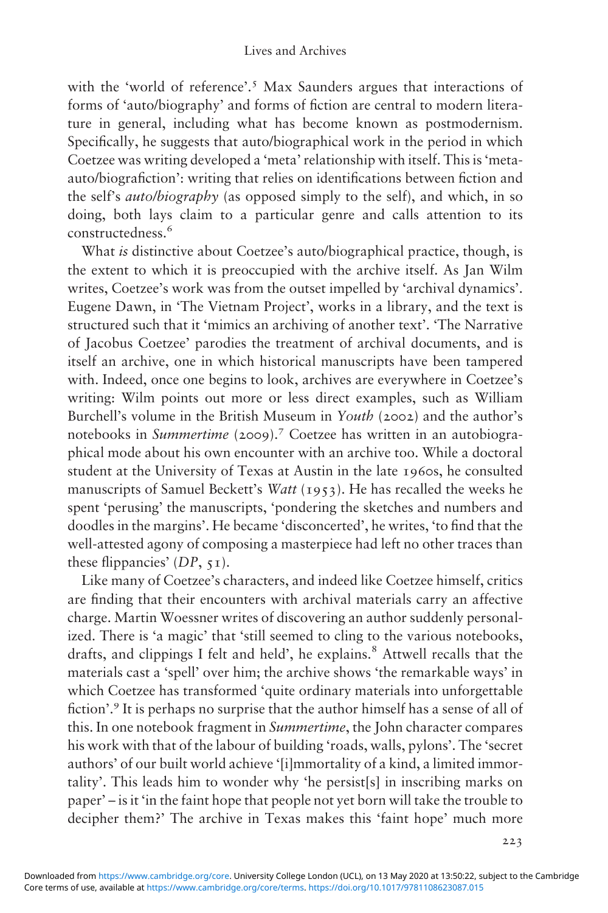with the 'world of reference'.[5] Max Saunders argues that interactions of forms of 'auto/biography' and forms of fiction are central to modern literature in general, including what has become known as postmodernism. Specifically, he suggests that auto/biographical work in the period in which Coetzee was writing developed a 'meta' relationship with itself. This is 'meta-auto/biografiction': writing that relies on identifications between fiction and the self's *auto/biography* (as opposed simply to the self), and which, in so doing, both lays claim to a particular genre and calls attention to its constructedness.[6]

What *is* distinctive about Coetzee's auto/biographical practice, though, is the extent to which it is preoccupied with the archive itself. As Jan Wilm writes, Coetzee's work was from the outset impelled by 'archival dynamics'. Eugene Dawn, in 'The Vietnam Project', works in a library, and the text is structured such that it 'mimics an archiving of another text'. 'The Narrative of Jacobus Coetzee' parodies the treatment of archival documents, and is itself an archive, one in which historical manuscripts have been tampered with. Indeed, once one begins to look, archives are everywhere in Coetzee's writing: Wilm points out more or less direct examples, such as William Burchell's volume in the British Museum in *Youth* (2002) and the author's notebooks in *Summertime* (2009).[7] Coetzee has written in an autobiographical mode about his own encounter with an archive too. While a doctoral student at the University of Texas at Austin in the late 1960s, he consulted manuscripts of Samuel Beckett's *Watt* (1953). He has recalled the weeks he spent 'perusing' the manuscripts, 'pondering the sketches and numbers and doodles in the margins'. He became 'disconcerted', he writes, 'to find that the well-attested agony of composing a masterpiece had left no other traces than these flippancies' (*DP*, 51).

Like many of Coetzee's characters, and indeed like Coetzee himself, critics are finding that their encounters with archival materials carry an affective charge. Martin Woessner writes of discovering an author suddenly personalized. There is 'a magic' that 'still seemed to cling to the various notebooks, drafts, and clippings I felt and held', he explains.[8] Attwell recalls that the materials cast a 'spell' over him; the archive shows 'the remarkable ways' in which Coetzee has transformed 'quite ordinary materials into unforgettable fiction'.[9] It is perhaps no surprise that the author himself has a sense of all of this. In one notebook fragment in *Summertime*, the John character compares his work with that of the labour of building 'roads, walls, pylons'. The 'secret authors' of our built world achieve '[i]mmortality of a kind, a limited immortality'. This leads him to wonder why 'he persist[s] in inscribing marks on paper' – is it 'in the faint hope that people not yet born will take the trouble to decipher them?' The archive in Texas makes this 'faint hope' much more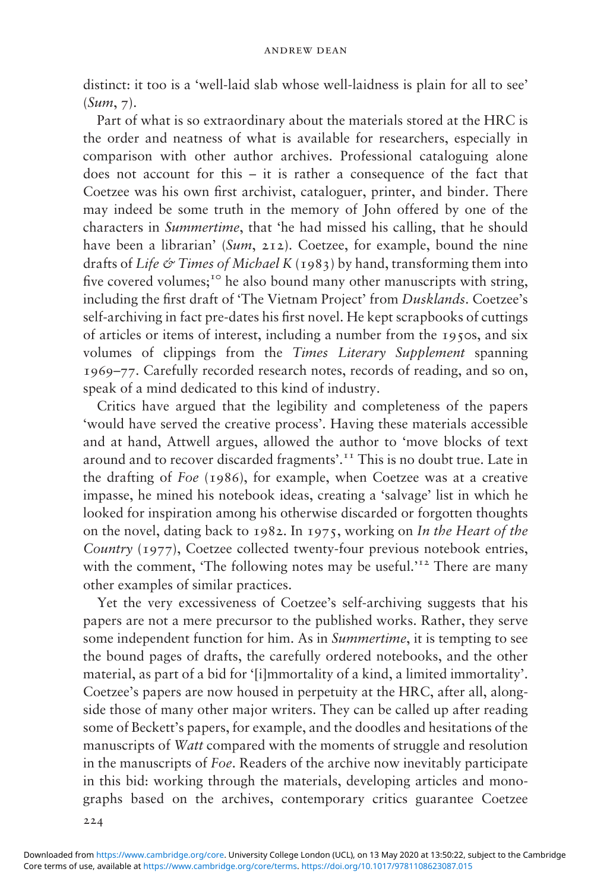distinct: it too is a 'well-laid slab whose well-laidness is plain for all to see' (*Sum*, 7).

Part of what is so extraordinary about the materials stored at the HRC is the order and neatness of what is available for researchers, especially in comparison with other author archives. Professional cataloguing alone does not account for this – it is rather a consequence of the fact that Coetzee was his own first archivist, cataloguer, printer, and binder. There may indeed be some truth in the memory of John offered by one of the characters in *Summertime*, that 'he had missed his calling, that he should have been a librarian' (*Sum*, 212). Coetzee, for example, bound the nine drafts of *Life & Times of Michael K* (1983) by hand, transforming them into five covered volumes;[10] he also bound many other manuscripts with string, including the first draft of 'The Vietnam Project' from *Dusklands*. Coetzee's self-archiving in fact pre-dates his first novel. He kept scrapbooks of cuttings of articles or items of interest, including a number from the 1950s, and six volumes of clippings from the *Times Literary Supplement* spanning 1969–77. Carefully recorded research notes, records of reading, and so on, speak of a mind dedicated to this kind of industry.

Critics have argued that the legibility and completeness of the papers 'would have served the creative process'. Having these materials accessible and at hand, Attwell argues, allowed the author to 'move blocks of text around and to recover discarded fragments'.[11] This is no doubt true. Late in the drafting of *Foe* (1986), for example, when Coetzee was at a creative impasse, he mined his notebook ideas, creating a 'salvage' list in which he looked for inspiration among his otherwise discarded or forgotten thoughts on the novel, dating back to 1982. In 1975, working on *In the Heart of the Country* (1977), Coetzee collected twenty-four previous notebook entries, with the comment, 'The following notes may be useful.'[12] There are many other examples of similar practices.

Yet the very excessiveness of Coetzee's self-archiving suggests that his papers are not a mere precursor to the published works. Rather, they serve some independent function for him. As in *Summertime*, it is tempting to see the bound pages of drafts, the carefully ordered notebooks, and the other material, as part of a bid for '[i]mmortality of a kind, a limited immortality'. Coetzee's papers are now housed in perpetuity at the HRC, after all, alongside those of many other major writers. They can be called up after reading some of Beckett's papers, for example, and the doodles and hesitations of the manuscripts of *Watt* compared with the moments of struggle and resolution in the manuscripts of *Foe*. Readers of the archive now inevitably participate in this bid: working through the materials, developing articles and monographs based on the archives, contemporary critics guarantee Coetzee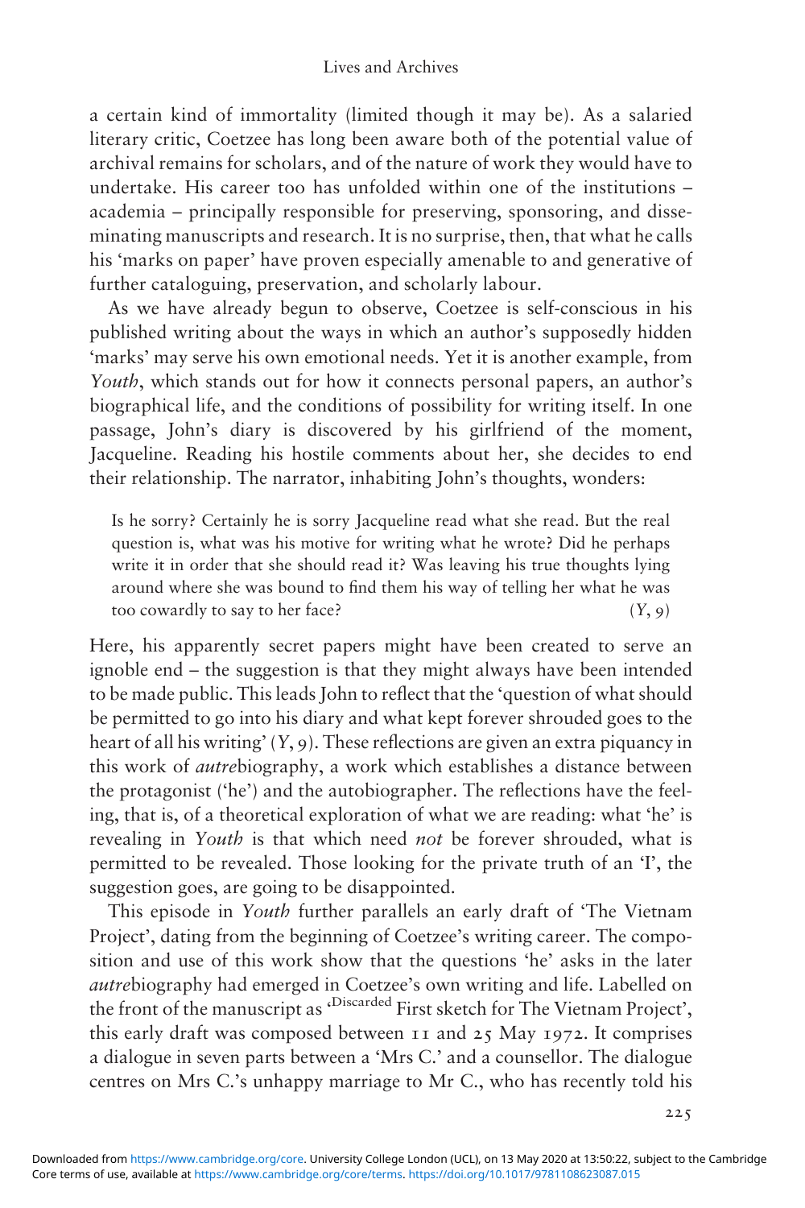a certain kind of immortality (limited though it may be). As a salaried literary critic, Coetzee has long been aware both of the potential value of archival remains for scholars, and of the nature of work they would have to undertake. His career too has unfolded within one of the institutions – academia – principally responsible for preserving, sponsoring, and disseminating manuscripts and research. It is no surprise, then, that what he calls his 'marks on paper' have proven especially amenable to and generative of further cataloguing, preservation, and scholarly labour.

As we have already begun to observe, Coetzee is self-conscious in his published writing about the ways in which an author's supposedly hidden 'marks' may serve his own emotional needs. Yet it is another example, from *Youth*, which stands out for how it connects personal papers, an author's biographical life, and the conditions of possibility for writing itself. In one passage, John's diary is discovered by his girlfriend of the moment, Jacqueline. Reading his hostile comments about her, she decides to end their relationship. The narrator, inhabiting John's thoughts, wonders:

> Is he sorry? Certainly he is sorry Jacqueline read what she read. But the real question is, what was his motive for writing what he wrote? Did he perhaps write it in order that she should read it? Was leaving his true thoughts lying around where she was bound to find them his way of telling her what he was too cowardly to say to her face? (*Y*, 9)

Here, his apparently secret papers might have been created to serve an ignoble end – the suggestion is that they might always have been intended to be made public. This leads John to reflect that the 'question of what should be permitted to go into his diary and what kept forever shrouded goes to the heart of all his writing' (*Y*, 9). These reflections are given an extra piquancy in this work of *autre*biography, a work which establishes a distance between the protagonist ('he') and the autobiographer. The reflections have the feeling, that is, of a theoretical exploration of what we are reading: what 'he' is revealing in *Youth* is that which need *not* be forever shrouded, what is permitted to be revealed. Those looking for the private truth of an 'I', the suggestion goes, are going to be disappointed.

This episode in *Youth* further parallels an early draft of 'The Vietnam Project', dating from the beginning of Coetzee's writing career. The composition and use of this work show that the questions 'he' asks in the later *autre*biography had emerged in Coetzee's own writing and life. Labelled on the front of the manuscript as '[Discarded] First sketch for The Vietnam Project', this early draft was composed between 11 and 25 May 1972. It comprises a dialogue in seven parts between a 'Mrs C.' and a counsellor. The dialogue centres on Mrs C.'s unhappy marriage to Mr C., who has recently told his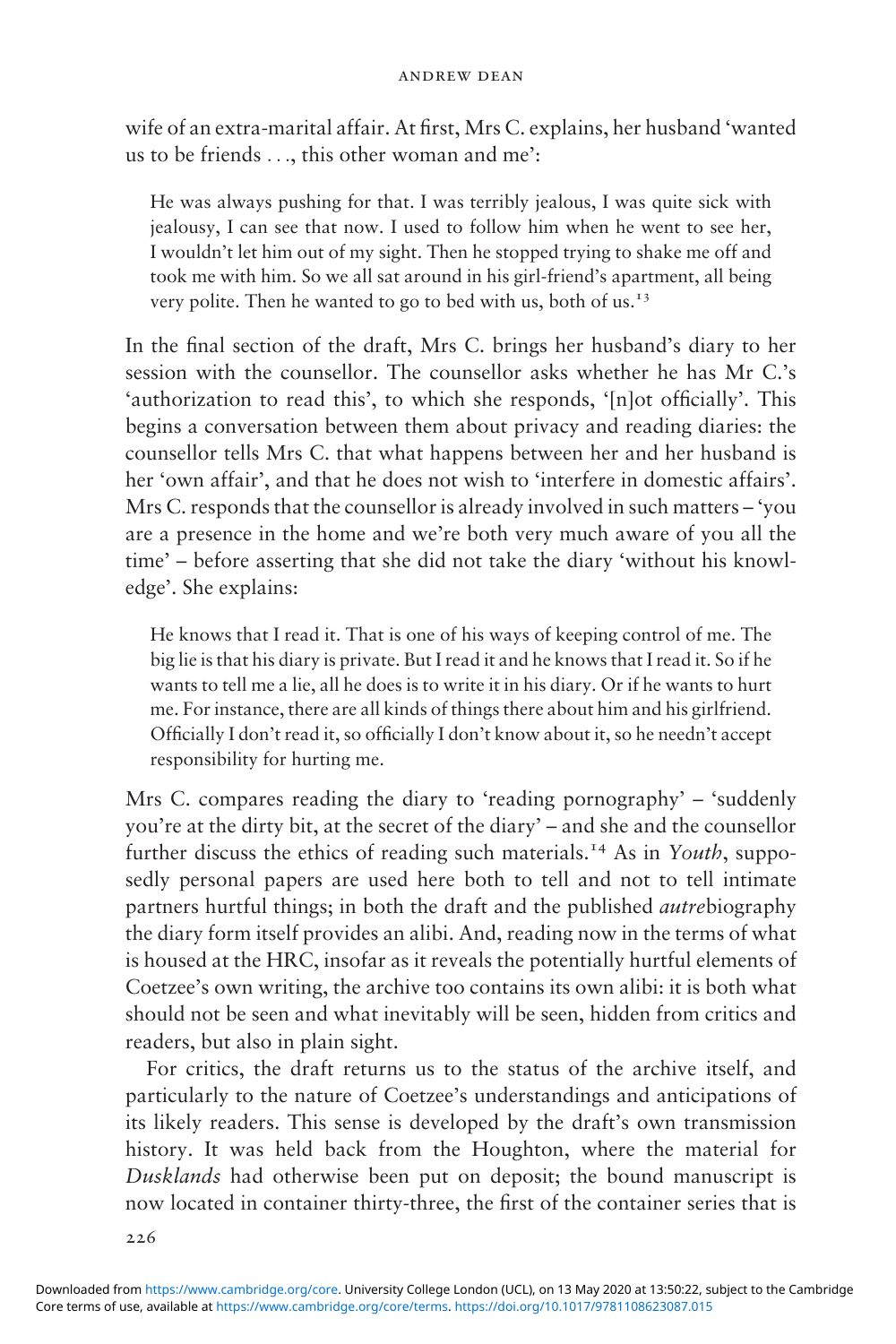wife of an extra-marital affair. At first, Mrs C. explains, her husband 'wanted us to be friends . . ., this other woman and me':

> He was always pushing for that. I was terribly jealous, I was quite sick with jealousy, I can see that now. I used to follow him when he went to see her, I wouldn't let him out of my sight. Then he stopped trying to shake me off and took me with him. So we all sat around in his girl-friend's apartment, all being very polite. Then he wanted to go to bed with us, both of us.[13]

In the final section of the draft, Mrs C. brings her husband's diary to her session with the counsellor. The counsellor asks whether he has Mr C.'s 'authorization to read this', to which she responds, '[n]ot officially'. This begins a conversation between them about privacy and reading diaries: the counsellor tells Mrs C. that what happens between her and her husband is her 'own affair', and that he does not wish to 'interfere in domestic affairs'. Mrs C. responds that the counsellor is already involved in such matters – 'you are a presence in the home and we're both very much aware of you all the time' – before asserting that she did not take the diary 'without his knowledge'. She explains:

> He knows that I read it. That is one of his ways of keeping control of me. The big lie is that his diary is private. But I read it and he knows that I read it. So if he wants to tell me a lie, all he does is to write it in his diary. Or if he wants to hurt me. For instance, there are all kinds of things there about him and his girlfriend. Officially I don't read it, so officially I don't know about it, so he needn't accept responsibility for hurting me.

Mrs C. compares reading the diary to 'reading pornography' – 'suddenly you're at the dirty bit, at the secret of the diary' – and she and the counsellor further discuss the ethics of reading such materials.[14] As in *Youth*, supposedly personal papers are used here both to tell and not to tell intimate partners hurtful things; in both the draft and the published *autre*biography the diary form itself provides an alibi. And, reading now in the terms of what is housed at the HRC, insofar as it reveals the potentially hurtful elements of Coetzee's own writing, the archive too contains its own alibi: it is both what should not be seen and what inevitably will be seen, hidden from critics and readers, but also in plain sight.

For critics, the draft returns us to the status of the archive itself, and particularly to the nature of Coetzee's understandings and anticipations of its likely readers. This sense is developed by the draft's own transmission history. It was held back from the Houghton, where the material for *Dusklands* had otherwise been put on deposit; the bound manuscript is now located in container thirty-three, the first of the container series that is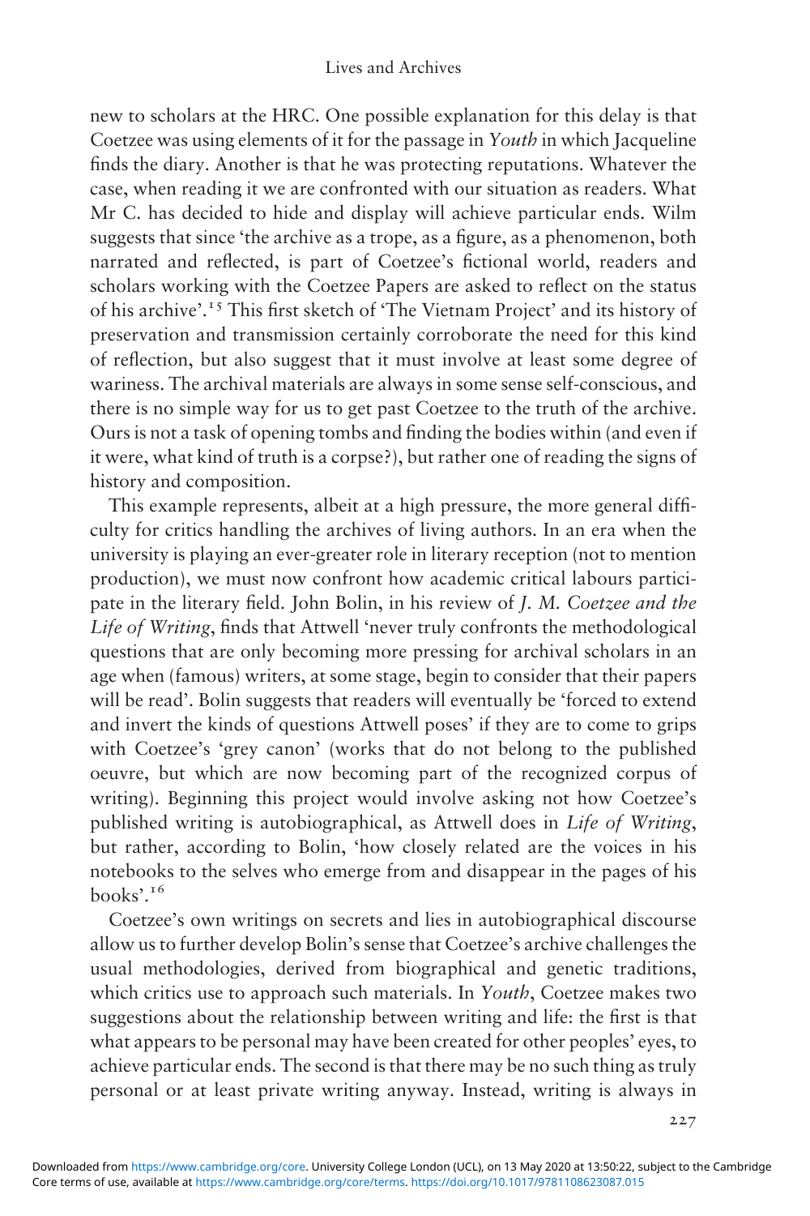new to scholars at the HRC. One possible explanation for this delay is that Coetzee was using elements of it for the passage in *Youth* in which Jacqueline finds the diary. Another is that he was protecting reputations. Whatever the case, when reading it we are confronted with our situation as readers. What Mr C. has decided to hide and display will achieve particular ends. Wilm suggests that since 'the archive as a trope, as a figure, as a phenomenon, both narrated and reflected, is part of Coetzee's fictional world, readers and scholars working with the Coetzee Papers are asked to reflect on the status of his archive'.[15] This first sketch of 'The Vietnam Project' and its history of preservation and transmission certainly corroborate the need for this kind of reflection, but also suggest that it must involve at least some degree of wariness. The archival materials are always in some sense self-conscious, and there is no simple way for us to get past Coetzee to the truth of the archive. Ours is not a task of opening tombs and finding the bodies within (and even if it were, what kind of truth is a corpse?), but rather one of reading the signs of history and composition.

This example represents, albeit at a high pressure, the more general difficulty for critics handling the archives of living authors. In an era when the university is playing an ever-greater role in literary reception (not to mention production), we must now confront how academic critical labours participate in the literary field. John Bolin, in his review of *J. M. Coetzee and the Life of Writing*, finds that Attwell 'never truly confronts the methodological questions that are only becoming more pressing for archival scholars in an age when (famous) writers, at some stage, begin to consider that their papers will be read'. Bolin suggests that readers will eventually be 'forced to extend and invert the kinds of questions Attwell poses' if they are to come to grips with Coetzee's 'grey canon' (works that do not belong to the published oeuvre, but which are now becoming part of the recognized corpus of writing). Beginning this project would involve asking not how Coetzee's published writing is autobiographical, as Attwell does in *Life of Writing*, but rather, according to Bolin, 'how closely related are the voices in his notebooks to the selves who emerge from and disappear in the pages of his books'.[16]

Coetzee's own writings on secrets and lies in autobiographical discourse allow us to further develop Bolin's sense that Coetzee's archive challenges the usual methodologies, derived from biographical and genetic traditions, which critics use to approach such materials. In *Youth*, Coetzee makes two suggestions about the relationship between writing and life: the first is that what appears to be personal may have been created for other peoples' eyes, to achieve particular ends. The second is that there may be no such thing as truly personal or at least private writing anyway. Instead, writing is always in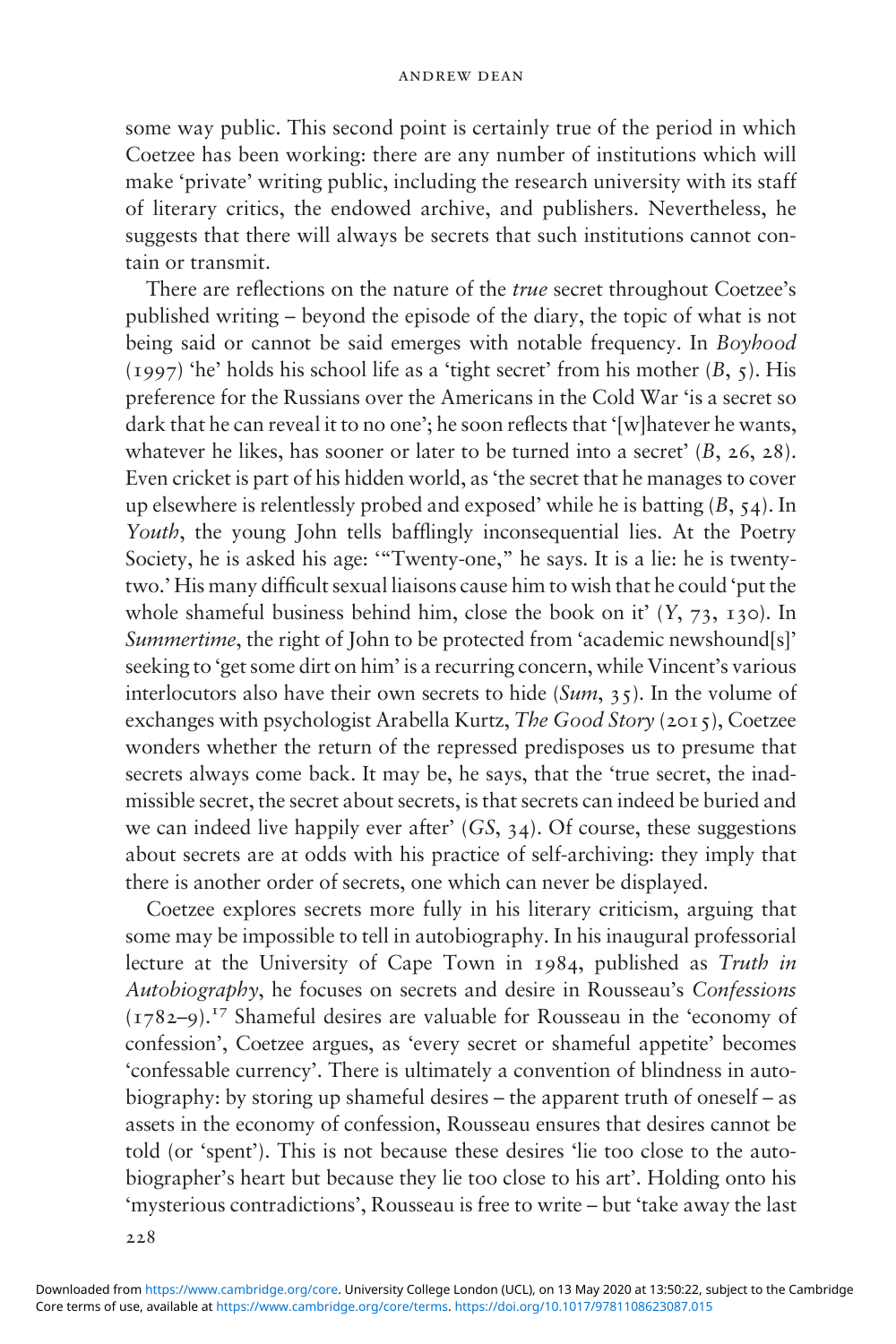some way public. This second point is certainly true of the period in which Coetzee has been working: there are any number of institutions which will make 'private' writing public, including the research university with its staff of literary critics, the endowed archive, and publishers. Nevertheless, he suggests that there will always be secrets that such institutions cannot contain or transmit.

There are reflections on the nature of the *true* secret throughout Coetzee's published writing – beyond the episode of the diary, the topic of what is not being said or cannot be said emerges with notable frequency. In *Boyhood* (1997) 'he' holds his school life as a 'tight secret' from his mother (*B*, 5). His preference for the Russians over the Americans in the Cold War 'is a secret so dark that he can reveal it to no one'; he soon reflects that '[w]hatever he wants, whatever he likes, has sooner or later to be turned into a secret' (*B*, 26, 28). Even cricket is part of his hidden world, as 'the secret that he manages to cover up elsewhere is relentlessly probed and exposed' while he is batting (*B*, 54). In *Youth*, the young John tells bafflingly inconsequential lies. At the Poetry Society, he is asked his age: '"Twenty-one," he says. It is a lie: he is twenty-two.' His many difficult sexual liaisons cause him to wish that he could 'put the whole shameful business behind him, close the book on it' (*Y*, 73, 130). In *Summertime*, the right of John to be protected from 'academic newshound[s]' seeking to 'get some dirt on him' is a recurring concern, while Vincent's various interlocutors also have their own secrets to hide (*Sum*, 35). In the volume of exchanges with psychologist Arabella Kurtz, *The Good Story* (2015), Coetzee wonders whether the return of the repressed predisposes us to presume that secrets always come back. It may be, he says, that the 'true secret, the inadmissible secret, the secret about secrets, is that secrets can indeed be buried and we can indeed live happily ever after' (*GS*, 34). Of course, these suggestions about secrets are at odds with his practice of self-archiving: they imply that there is another order of secrets, one which can never be displayed.

Coetzee explores secrets more fully in his literary criticism, arguing that some may be impossible to tell in autobiography. In his inaugural professorial lecture at the University of Cape Town in 1984, published as *Truth in Autobiography*, he focuses on secrets and desire in Rousseau's *Confessions* (1782–9).[17] Shameful desires are valuable for Rousseau in the 'economy of confession', Coetzee argues, as 'every secret or shameful appetite' becomes 'confessable currency'. There is ultimately a convention of blindness in autobiography: by storing up shameful desires – the apparent truth of oneself – as assets in the economy of confession, Rousseau ensures that desires cannot be told (or 'spent'). This is not because these desires 'lie too close to the autobiographer's heart but because they lie too close to his art'. Holding onto his 'mysterious contradictions', Rousseau is free to write – but 'take away the last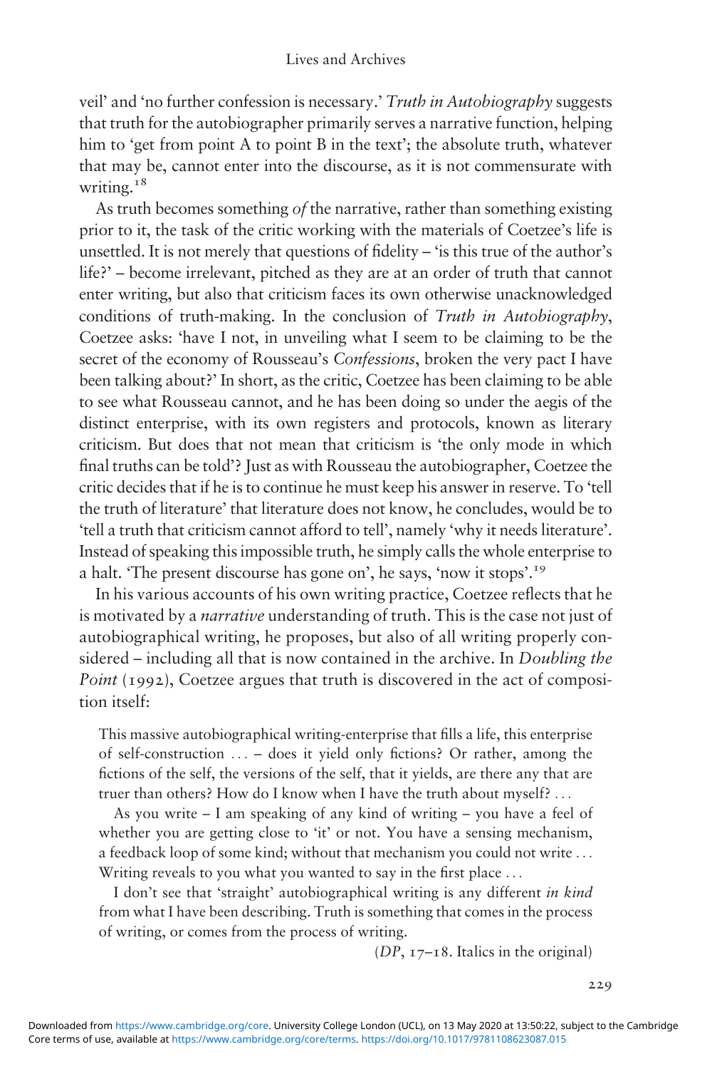veil' and 'no further confession is necessary.' *Truth in Autobiography* suggests that truth for the autobiographer primarily serves a narrative function, helping him to 'get from point A to point B in the text'; the absolute truth, whatever that may be, cannot enter into the discourse, as it is not commensurate with writing.[18]

As truth becomes something *of* the narrative, rather than something existing prior to it, the task of the critic working with the materials of Coetzee's life is unsettled. It is not merely that questions of fidelity – 'is this true of the author's life?' – become irrelevant, pitched as they are at an order of truth that cannot enter writing, but also that criticism faces its own otherwise unacknowledged conditions of truth-making. In the conclusion of *Truth in Autobiography*, Coetzee asks: 'have I not, in unveiling what I seem to be claiming to be the secret of the economy of Rousseau's *Confessions*, broken the very pact I have been talking about?' In short, as the critic, Coetzee has been claiming to be able to see what Rousseau cannot, and he has been doing so under the aegis of the distinct enterprise, with its own registers and protocols, known as literary criticism. But does that not mean that criticism is 'the only mode in which final truths can be told'? Just as with Rousseau the autobiographer, Coetzee the critic decides that if he is to continue he must keep his answer in reserve. To 'tell the truth of literature' that literature does not know, he concludes, would be to 'tell a truth that criticism cannot afford to tell', namely 'why it needs literature'. Instead of speaking this impossible truth, he simply calls the whole enterprise to a halt. 'The present discourse has gone on', he says, 'now it stops'.[19]

In his various accounts of his own writing practice, Coetzee reflects that he is motivated by a *narrative* understanding of truth. This is the case not just of autobiographical writing, he proposes, but also of all writing properly considered – including all that is now contained in the archive. In *Doubling the Point* (1992), Coetzee argues that truth is discovered in the act of composition itself:

> This massive autobiographical writing-enterprise that fills a life, this enterprise of self-construction . . . – does it yield only fictions? Or rather, among the fictions of the self, the versions of the self, that it yields, are there any that are truer than others? How do I know when I have the truth about myself? . . .
>
> As you write – I am speaking of any kind of writing – you have a feel of whether you are getting close to 'it' or not. You have a sensing mechanism, a feedback loop of some kind; without that mechanism you could not write . . . Writing reveals to you what you wanted to say in the first place . . .
>
> I don't see that 'straight' autobiographical writing is any different *in kind* from what I have been describing. Truth is something that comes in the process of writing, or comes from the process of writing.
>
> (*DP*, 17–18. Italics in the original)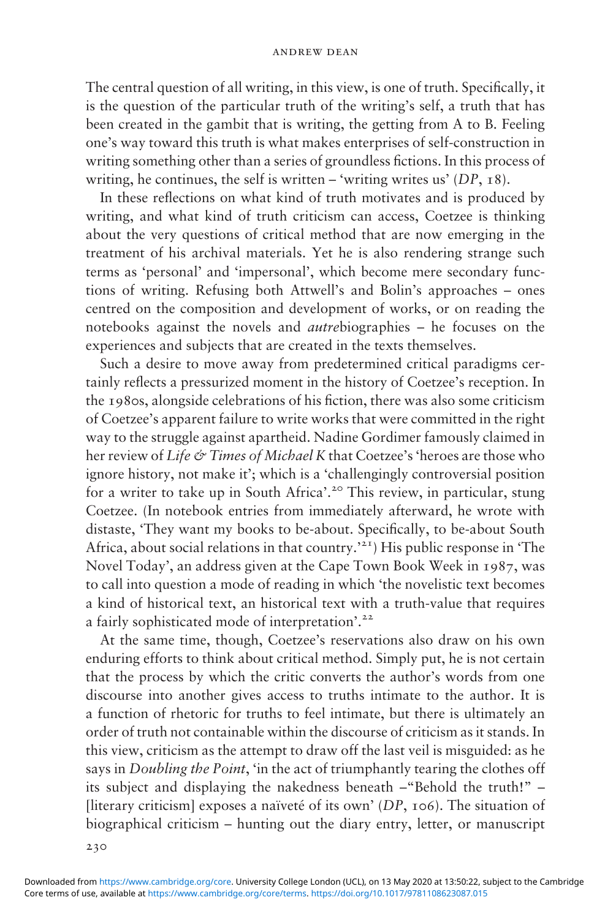The central question of all writing, in this view, is one of truth. Specifically, it is the question of the particular truth of the writing's self, a truth that has been created in the gambit that is writing, the getting from A to B. Feeling one's way toward this truth is what makes enterprises of self-construction in writing something other than a series of groundless fictions. In this process of writing, he continues, the self is written – 'writing writes us' (*DP*, 18).

In these reflections on what kind of truth motivates and is produced by writing, and what kind of truth criticism can access, Coetzee is thinking about the very questions of critical method that are now emerging in the treatment of his archival materials. Yet he is also rendering strange such terms as 'personal' and 'impersonal', which become mere secondary functions of writing. Refusing both Attwell's and Bolin's approaches – ones centred on the composition and development of works, or on reading the notebooks against the novels and *autre*biographies – he focuses on the experiences and subjects that are created in the texts themselves.

Such a desire to move away from predetermined critical paradigms certainly reflects a pressurized moment in the history of Coetzee's reception. In the 1980s, alongside celebrations of his fiction, there was also some criticism of Coetzee's apparent failure to write works that were committed in the right way to the struggle against apartheid. Nadine Gordimer famously claimed in her review of *Life & Times of Michael K* that Coetzee's 'heroes are those who ignore history, not make it'; which is a 'challengingly controversial position for a writer to take up in South Africa'.[20] This review, in particular, stung Coetzee. (In notebook entries from immediately afterward, he wrote with distaste, 'They want my books to be-about. Specifically, to be-about South Africa, about social relations in that country.'[21]) His public response in 'The Novel Today', an address given at the Cape Town Book Week in 1987, was to call into question a mode of reading in which 'the novelistic text becomes a kind of historical text, an historical text with a truth-value that requires a fairly sophisticated mode of interpretation'.[22]

At the same time, though, Coetzee's reservations also draw on his own enduring efforts to think about critical method. Simply put, he is not certain that the process by which the critic converts the author's words from one discourse into another gives access to truths intimate to the author. It is a function of rhetoric for truths to feel intimate, but there is ultimately an order of truth not containable within the discourse of criticism as it stands. In this view, criticism as the attempt to draw off the last veil is misguided: as he says in *Doubling the Point*, 'in the act of triumphantly tearing the clothes off its subject and displaying the nakedness beneath –"Behold the truth!" – [literary criticism] exposes a naïveté of its own' (*DP*, 106). The situation of biographical criticism – hunting out the diary entry, letter, or manuscript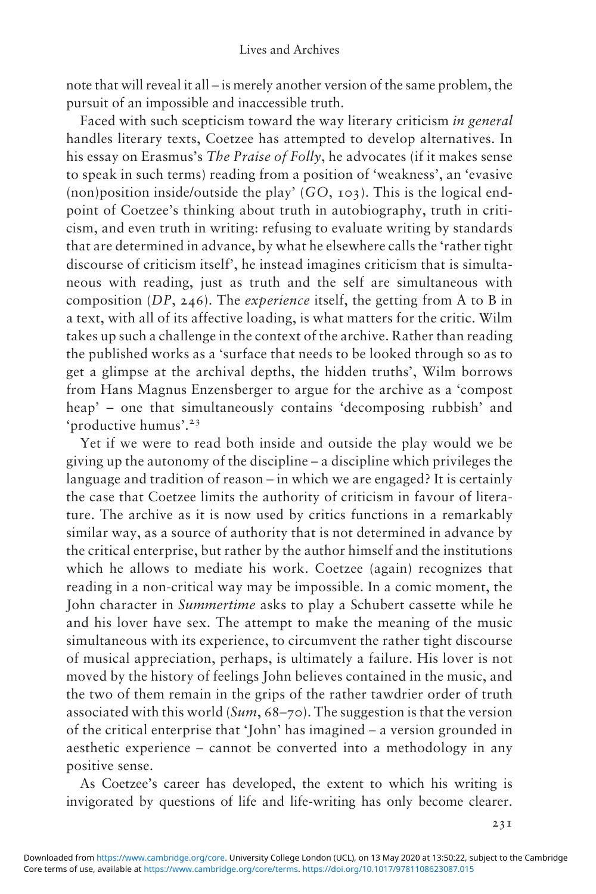note that will reveal it all – is merely another version of the same problem, the pursuit of an impossible and inaccessible truth.

Faced with such scepticism toward the way literary criticism *in general* handles literary texts, Coetzee has attempted to develop alternatives. In his essay on Erasmus's *The Praise of Folly*, he advocates (if it makes sense to speak in such terms) reading from a position of 'weakness', an 'evasive (non)position inside/outside the play' (*GO*, 103). This is the logical endpoint of Coetzee's thinking about truth in autobiography, truth in criticism, and even truth in writing: refusing to evaluate writing by standards that are determined in advance, by what he elsewhere calls the 'rather tight discourse of criticism itself', he instead imagines criticism that is simultaneous with reading, just as truth and the self are simultaneous with composition (*DP*, 246). The *experience* itself, the getting from A to B in a text, with all of its affective loading, is what matters for the critic. Wilm takes up such a challenge in the context of the archive. Rather than reading the published works as a 'surface that needs to be looked through so as to get a glimpse at the archival depths, the hidden truths', Wilm borrows from Hans Magnus Enzensberger to argue for the archive as a 'compost heap' – one that simultaneously contains 'decomposing rubbish' and 'productive humus'.[23]

Yet if we were to read both inside and outside the play would we be giving up the autonomy of the discipline – a discipline which privileges the language and tradition of reason – in which we are engaged? It is certainly the case that Coetzee limits the authority of criticism in favour of literature. The archive as it is now used by critics functions in a remarkably similar way, as a source of authority that is not determined in advance by the critical enterprise, but rather by the author himself and the institutions which he allows to mediate his work. Coetzee (again) recognizes that reading in a non-critical way may be impossible. In a comic moment, the John character in *Summertime* asks to play a Schubert cassette while he and his lover have sex. The attempt to make the meaning of the music simultaneous with its experience, to circumvent the rather tight discourse of musical appreciation, perhaps, is ultimately a failure. His lover is not moved by the history of feelings John believes contained in the music, and the two of them remain in the grips of the rather tawdrier order of truth associated with this world (*Sum*, 68–70). The suggestion is that the version of the critical enterprise that 'John' has imagined – a version grounded in aesthetic experience – cannot be converted into a methodology in any positive sense.

As Coetzee's career has developed, the extent to which his writing is invigorated by questions of life and life-writing has only become clearer.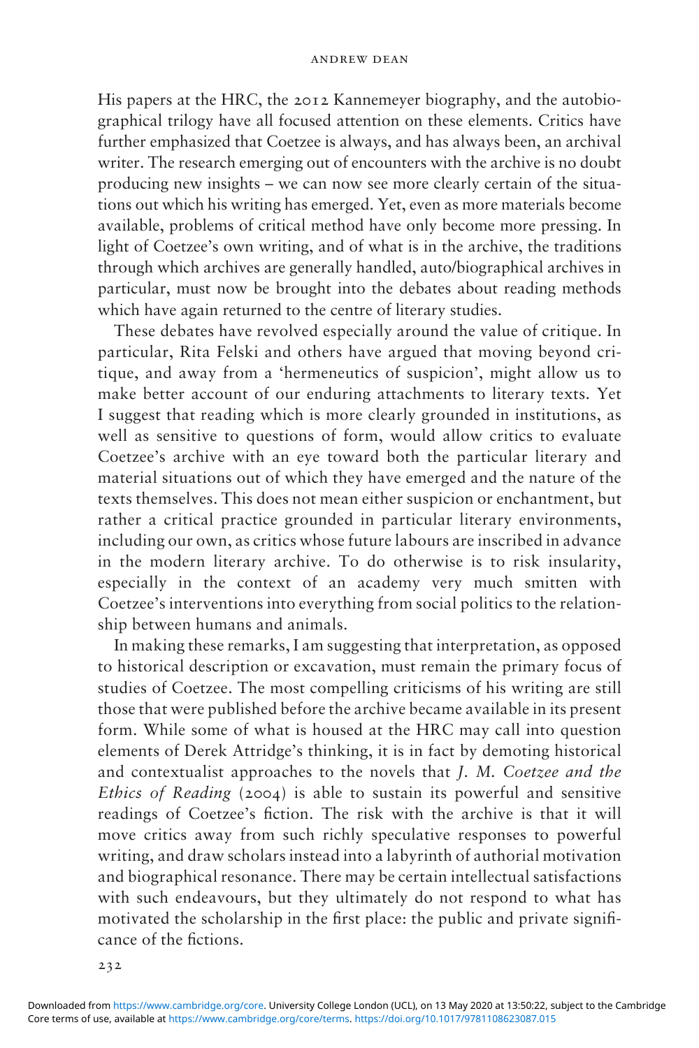His papers at the HRC, the 2012 Kannemeyer biography, and the autobiographical trilogy have all focused attention on these elements. Critics have further emphasized that Coetzee is always, and has always been, an archival writer. The research emerging out of encounters with the archive is no doubt producing new insights – we can now see more clearly certain of the situations out which his writing has emerged. Yet, even as more materials become available, problems of critical method have only become more pressing. In light of Coetzee's own writing, and of what is in the archive, the traditions through which archives are generally handled, auto/biographical archives in particular, must now be brought into the debates about reading methods which have again returned to the centre of literary studies.

These debates have revolved especially around the value of critique. In particular, Rita Felski and others have argued that moving beyond critique, and away from a 'hermeneutics of suspicion', might allow us to make better account of our enduring attachments to literary texts. Yet I suggest that reading which is more clearly grounded in institutions, as well as sensitive to questions of form, would allow critics to evaluate Coetzee's archive with an eye toward both the particular literary and material situations out of which they have emerged and the nature of the texts themselves. This does not mean either suspicion or enchantment, but rather a critical practice grounded in particular literary environments, including our own, as critics whose future labours are inscribed in advance in the modern literary archive. To do otherwise is to risk insularity, especially in the context of an academy very much smitten with Coetzee's interventions into everything from social politics to the relationship between humans and animals.

In making these remarks, I am suggesting that interpretation, as opposed to historical description or excavation, must remain the primary focus of studies of Coetzee. The most compelling criticisms of his writing are still those that were published before the archive became available in its present form. While some of what is housed at the HRC may call into question elements of Derek Attridge's thinking, it is in fact by demoting historical and contextualist approaches to the novels that *J. M. Coetzee and the Ethics of Reading* (2004) is able to sustain its powerful and sensitive readings of Coetzee's fiction. The risk with the archive is that it will move critics away from such richly speculative responses to powerful writing, and draw scholars instead into a labyrinth of authorial motivation and biographical resonance. There may be certain intellectual satisfactions with such endeavours, but they ultimately do not respond to what has motivated the scholarship in the first place: the public and private significance of the fictions.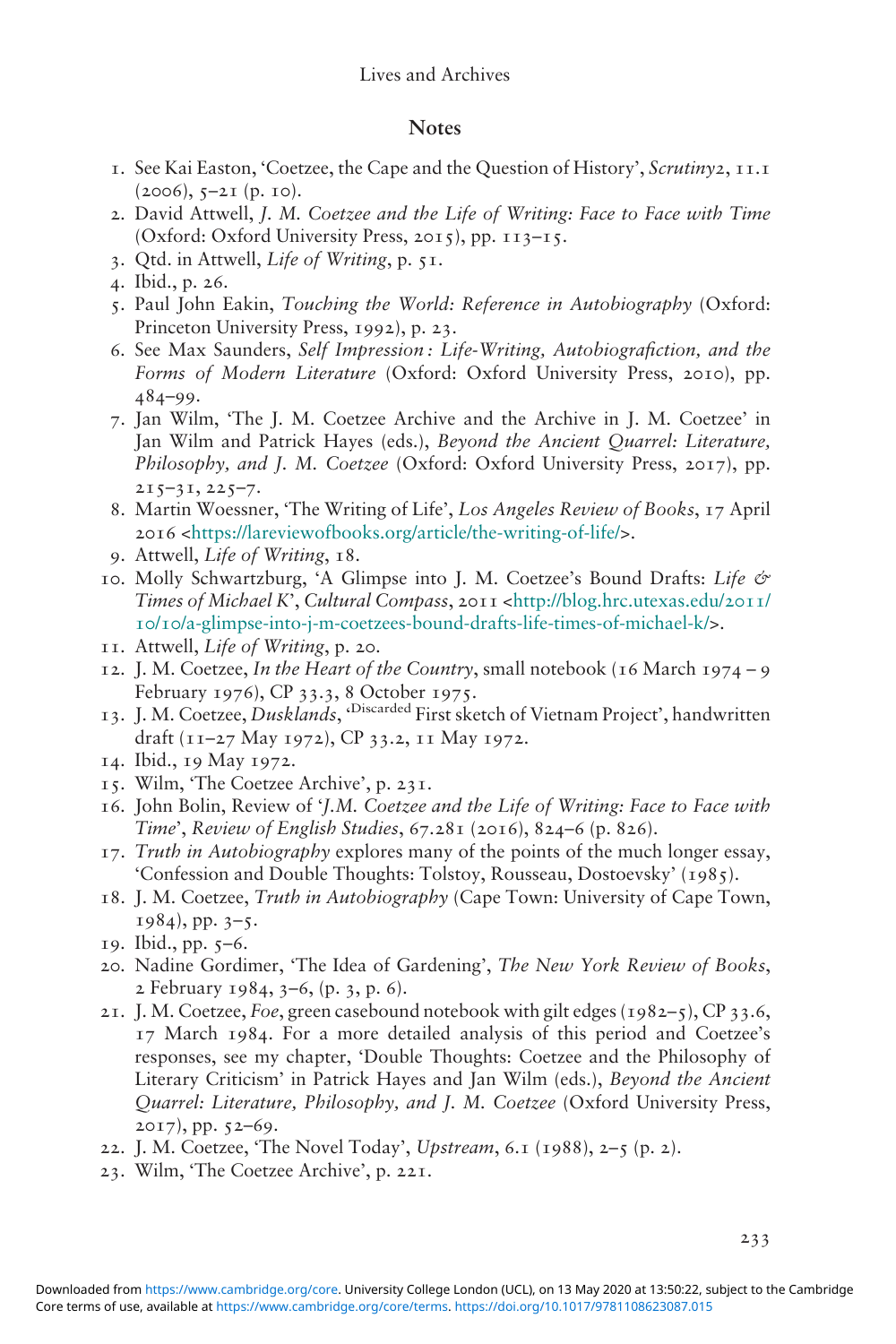## Notes

1. See Kai Easton, 'Coetzee, the Cape and the Question of History', *Scrutiny2*, 11.1 (2006), 5–21 (p. 10).
2. David Attwell, *J. M. Coetzee and the Life of Writing: Face to Face with Time* (Oxford: Oxford University Press, 2015), pp. 113–15.
3. Qtd. in Attwell, *Life of Writing*, p. 51.
4. Ibid., p. 26.
5. Paul John Eakin, *Touching the World: Reference in Autobiography* (Oxford: Princeton University Press, 1992), p. 23.
6. See Max Saunders, *Self Impression: Life-Writing, Autobiografiction, and the Forms of Modern Literature* (Oxford: Oxford University Press, 2010), pp. 484–99.
7. Jan Wilm, 'The J. M. Coetzee Archive and the Archive in J. M. Coetzee' in Jan Wilm and Patrick Hayes (eds.), *Beyond the Ancient Quarrel: Literature, Philosophy, and J. M. Coetzee* (Oxford: Oxford University Press, 2017), pp. 215–31, 225–7.
8. Martin Woessner, 'The Writing of Life', *Los Angeles Review of Books*, 17 April 2016 <https://lareviewofbooks.org/article/the-writing-of-life/>.
9. Attwell, *Life of Writing*, 18.
10. Molly Schwartzburg, 'A Glimpse into J. M. Coetzee's Bound Drafts: *Life & Times of Michael K*', *Cultural Compass*, 2011 <http://blog.hrc.utexas.edu/2011/10/10/a-glimpse-into-j-m-coetzees-bound-drafts-life-times-of-michael-k/>.
11. Attwell, *Life of Writing*, p. 20.
12. J. M. Coetzee, *In the Heart of the Country*, small notebook (16 March 1974 – 9 February 1976), CP 33.3, 8 October 1975.
13. J. M. Coetzee, *Dusklands*, 'Discarded First sketch of Vietnam Project', handwritten draft (11–27 May 1972), CP 33.2, 11 May 1972.
14. Ibid., 19 May 1972.
15. Wilm, 'The Coetzee Archive', p. 231.
16. John Bolin, Review of '*J.M. Coetzee and the Life of Writing: Face to Face with Time*', *Review of English Studies*, 67.281 (2016), 824–6 (p. 826).
17. *Truth in Autobiography* explores many of the points of the much longer essay, 'Confession and Double Thoughts: Tolstoy, Rousseau, Dostoevsky' (1985).
18. J. M. Coetzee, *Truth in Autobiography* (Cape Town: University of Cape Town, 1984), pp. 3–5.
19. Ibid., pp. 5–6.
20. Nadine Gordimer, 'The Idea of Gardening', *The New York Review of Books*, 2 February 1984, 3–6, (p. 3, p. 6).
21. J. M. Coetzee, *Foe*, green casebound notebook with gilt edges (1982–5), CP 33.6, 17 March 1984. For a more detailed analysis of this period and Coetzee's responses, see my chapter, 'Double Thoughts: Coetzee and the Philosophy of Literary Criticism' in Patrick Hayes and Jan Wilm (eds.), *Beyond the Ancient Quarrel: Literature, Philosophy, and J. M. Coetzee* (Oxford University Press, 2017), pp. 52–69.
22. J. M. Coetzee, 'The Novel Today', *Upstream*, 6.1 (1988), 2–5 (p. 2).
23. Wilm, 'The Coetzee Archive', p. 221.